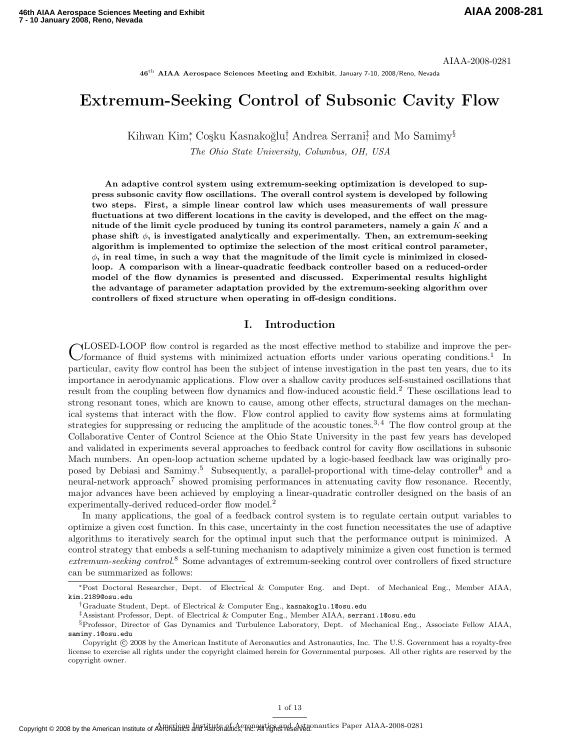AIAA-2008-0281

**46th AIAA Aerospace Sciences Meeting and Exhibit**, January 7-10, 2008/Reno, Nevada

# Extremum-Seeking Control of Subsonic Cavity Flow

Kihwan Kim[*], Coşku Kasnakoğlu[†], Andrea Serrani[‡], and Mo Samimy[§]

*The Ohio State University, Columbus, OH, USA*

**An adaptive control system using extremum-seeking optimization is developed to suppress subsonic cavity flow oscillations. The overall control system is developed by following two steps. First, a simple linear control law which uses measurements of wall pressure fluctuations at two different locations in the cavity is developed, and the effect on the magnitude of the limit cycle produced by tuning its control parameters, namely a gain $K$ and a phase shift $\phi$, is investigated analytically and experimentally. Then, an extremum-seeking algorithm is implemented to optimize the selection of the most critical control parameter, $\phi$, in real time, in such a way that the magnitude of the limit cycle is minimized in closed-loop. A comparison with a linear-quadratic feedback controller based on a reduced-order model of the flow dynamics is presented and discussed. Experimental results highlight the advantage of parameter adaptation provided by the extremum-seeking algorithm over controllers of fixed structure when operating in off-design conditions.**

## I. Introduction

CLOSED-LOOP flow control is regarded as the most effective method to stabilize and improve the performance of fluid systems with minimized actuation efforts under various operating conditions.[1] In particular, cavity flow control has been the subject of intense investigation in the past ten years, due to its importance in aerodynamic applications. Flow over a shallow cavity produces self-sustained oscillations that result from the coupling between flow dynamics and flow-induced acoustic field.[2] These oscillations lead to strong resonant tones, which are known to cause, among other effects, structural damages on the mechanical systems that interact with the flow. Flow control applied to cavity flow systems aims at formulating strategies for suppressing or reducing the amplitude of the acoustic tones.[3,4] The flow control group at the Collaborative Center of Control Science at the Ohio State University in the past few years has developed and validated in experiments several approaches to feedback control for cavity flow oscillations in subsonic Mach numbers. An open-loop actuation scheme updated by a logic-based feedback law was originally proposed by Debiasi and Samimy.[5] Subsequently, a parallel-proportional with time-delay controller[6] and a neural-network approach[7] showed promising performances in attenuating cavity flow resonance. Recently, major advances have been achieved by employing a linear-quadratic controller designed on the basis of an experimentally-derived reduced-order flow model.[2]

In many applications, the goal of a feedback control system is to regulate certain output variables to optimize a given cost function. In this case, uncertainty in the cost function necessitates the use of adaptive algorithms to iteratively search for the optimal input such that the performance output is minimized. A control strategy that embeds a self-tuning mechanism to adaptively minimize a given cost function is termed *extremum-seeking control*.[8] Some advantages of extremum-seeking control over controllers of fixed structure can be summarized as follows:

---

[*] Post Doctoral Researcher, Dept. of Electrical & Computer Eng. and Dept. of Mechanical Eng., Member AIAA, kim.2189@osu.edu

[†] Graduate Student, Dept. of Electrical & Computer Eng., kasnakoglu.1@osu.edu

[‡] Assistant Professor, Dept. of Electrical & Computer Eng., Member AIAA, serrani.1@osu.edu

[§] Professor, Director of Gas Dynamics and Turbulence Laboratory, Dept. of Mechanical Eng., Associate Fellow AIAA, samimy.1@osu.edu

Copyright © 2008 by the American Institute of Aeronautics and Astronautics, Inc. The U.S. Government has a royalty-free license to exercise all rights under the copyright claimed herein for Governmental purposes. All other rights are reserved by the copyright owner.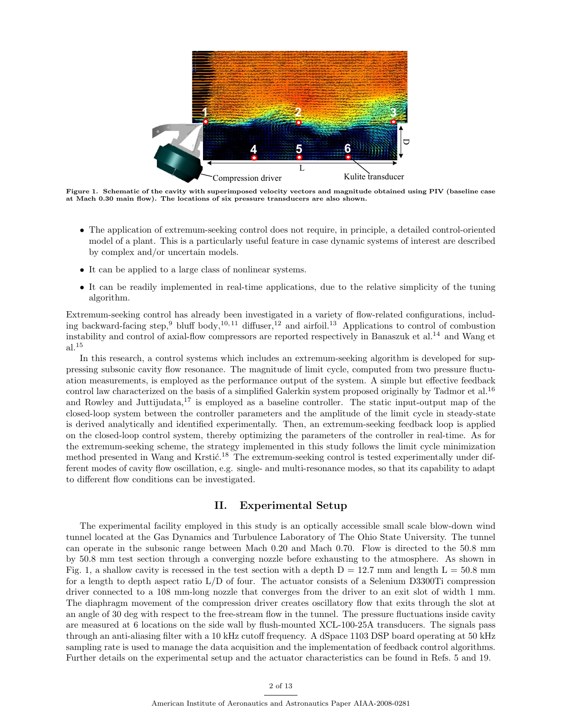Figure 1. Schematic of the cavity with superimposed velocity vectors and magnitude obtained using PIV (baseline case at Mach 0.30 main flow). The locations of six pressure transducers are also shown.

- The application of extremum-seeking control does not require, in principle, a detailed control-oriented model of a plant. This is a particularly useful feature in case dynamic systems of interest are described by complex and/or uncertain models.
- It can be applied to a large class of nonlinear systems.
- It can be readily implemented in real-time applications, due to the relative simplicity of the tuning algorithm.

Extremum-seeking control has already been investigated in a variety of flow-related configurations, including backward-facing step,[9] bluff body,[10,11] diffuser,[12] and airfoil.[13] Applications to control of combustion instability and control of axial-flow compressors are reported respectively in Banaszuk et al.[14] and Wang et al.[15]

In this research, a control systems which includes an extremum-seeking algorithm is developed for suppressing subsonic cavity flow resonance. The magnitude of limit cycle, computed from two pressure fluctuation measurements, is employed as the performance output of the system. A simple but effective feedback control law characterized on the basis of a simplified Galerkin system proposed originally by Tadmor et al.[16] and Rowley and Juttijudata,[17] is employed as a baseline controller. The static input-output map of the closed-loop system between the controller parameters and the amplitude of the limit cycle in steady-state is derived analytically and identified experimentally. Then, an extremum-seeking feedback loop is applied on the closed-loop control system, thereby optimizing the parameters of the controller in real-time. As for the extremum-seeking scheme, the strategy implemented in this study follows the limit cycle minimization method presented in Wang and Krstić.[18] The extremum-seeking control is tested experimentally under different modes of cavity flow oscillation, e.g. single- and multi-resonance modes, so that its capability to adapt to different flow conditions can be investigated.

## II. Experimental Setup

The experimental facility employed in this study is an optically accessible small scale blow-down wind tunnel located at the Gas Dynamics and Turbulence Laboratory of The Ohio State University. The tunnel can operate in the subsonic range between Mach 0.20 and Mach 0.70. Flow is directed to the 50.8 mm by 50.8 mm test section through a converging nozzle before exhausting to the atmosphere. As shown in Fig. 1, a shallow cavity is recessed in the test section with a depth D = 12.7 mm and length L = 50.8 mm for a length to depth aspect ratio L/D of four. The actuator consists of a Selenium D3300Ti compression driver connected to a 108 mm-long nozzle that converges from the driver to an exit slot of width 1 mm. The diaphragm movement of the compression driver creates oscillatory flow that exits through the slot at an angle of 30 deg with respect to the free-stream flow in the tunnel. The pressure fluctuations inside cavity are measured at 6 locations on the side wall by flush-mounted XCL-100-25A transducers. The signals pass through an anti-aliasing filter with a 10 kHz cutoff frequency. A dSpace 1103 DSP board operating at 50 kHz sampling rate is used to manage the data acquisition and the implementation of feedback control algorithms. Further details on the experimental setup and the actuator characteristics can be found in Refs. 5 and 19.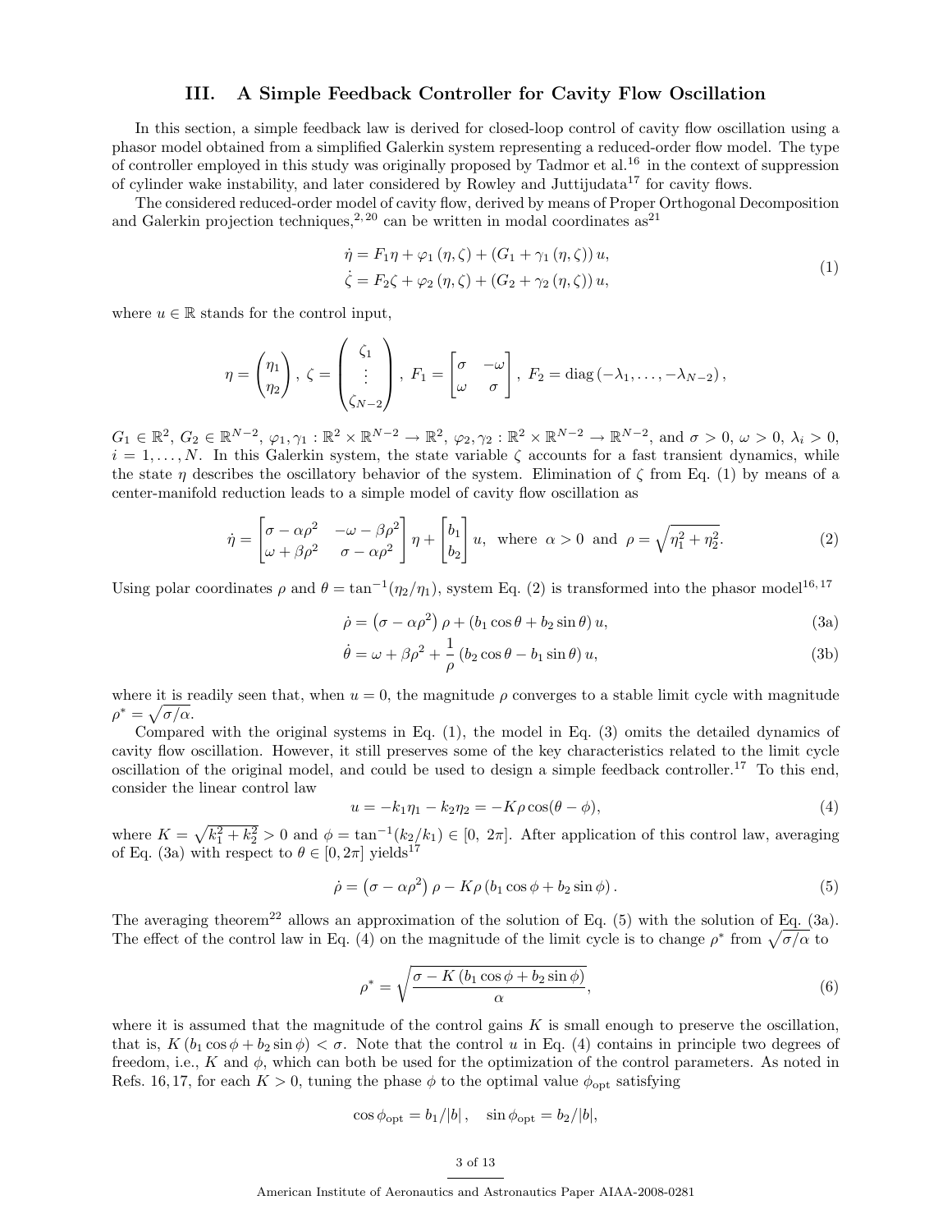## III. A Simple Feedback Controller for Cavity Flow Oscillation

In this section, a simple feedback law is derived for closed-loop control of cavity flow oscillation using a phasor model obtained from a simplified Galerkin system representing a reduced-order flow model. The type of controller employed in this study was originally proposed by Tadmor et al.[16] in the context of suppression of cylinder wake instability, and later considered by Rowley and Juttijudata[17] for cavity flows.

The considered reduced-order model of cavity flow, derived by means of Proper Orthogonal Decomposition and Galerkin projection techniques,[2,20] can be written in modal coordinates as[21]

$$
\begin{aligned}
\dot{\eta} &= F_1 \eta + \varphi_1(\eta, \zeta) + (G_1 + \gamma_1(\eta, \zeta))\, u, \\
\dot{\zeta} &= F_2 \zeta + \varphi_2(\eta, \zeta) + (G_2 + \gamma_2(\eta, \zeta))\, u,
\end{aligned}
\tag{1}
$$

where $u \in \mathbb{R}$ stands for the control input,

$$
\eta = \begin{pmatrix} \eta_1 \\ \eta_2 \end{pmatrix},\ \zeta = \begin{pmatrix} \zeta_1 \\ \vdots \\ \zeta_{N-2} \end{pmatrix},\ F_1 = \begin{bmatrix} \sigma & -\omega \\ \omega & \sigma \end{bmatrix},\ F_2 = \operatorname{diag}\left(-\lambda_1, \ldots, -\lambda_{N-2}\right),
$$

$G_1 \in \mathbb{R}^2$, $G_2 \in \mathbb{R}^{N-2}$, $\varphi_1, \gamma_1 : \mathbb{R}^2 \times \mathbb{R}^{N-2} \to \mathbb{R}^2$, $\varphi_2, \gamma_2 : \mathbb{R}^2 \times \mathbb{R}^{N-2} \to \mathbb{R}^{N-2}$, and $\sigma > 0$, $\omega > 0$, $\lambda_i > 0$, $i = 1, \ldots, N$. In this Galerkin system, the state variable $\zeta$ accounts for a fast transient dynamics, while the state $\eta$ describes the oscillatory behavior of the system. Elimination of $\zeta$ from Eq. (1) by means of a center-manifold reduction leads to a simple model of cavity flow oscillation as

$$
\dot{\eta} = \begin{bmatrix} \sigma - \alpha\rho^2 & -\omega - \beta\rho^2 \\ \omega + \beta\rho^2 & \sigma - \alpha\rho^2 \end{bmatrix} \eta + \begin{bmatrix} b_1 \\ b_2 \end{bmatrix} u, \ \text{ where } \ \alpha > 0 \ \text{ and } \ \rho = \sqrt{\eta_1^2 + \eta_2^2}. \tag{2}
$$

Using polar coordinates $\rho$ and $\theta = \tan^{-1}(\eta_2/\eta_1)$, system Eq. (2) is transformed into the phasor model[16,17]

$$
\dot{\rho} = \left(\sigma - \alpha\rho^2\right)\rho + \left(b_1 \cos\theta + b_2 \sin\theta\right) u, \tag{3a}
$$

$$
\dot{\theta} = \omega + \beta\rho^2 + \frac{1}{\rho}\left(b_2 \cos\theta - b_1 \sin\theta\right) u, \tag{3b}
$$

where it is readily seen that, when $u = 0$, the magnitude $\rho$ converges to a stable limit cycle with magnitude $\rho^* = \sqrt{\sigma/\alpha}$.

Compared with the original systems in Eq. (1), the model in Eq. (3) omits the detailed dynamics of cavity flow oscillation. However, it still preserves some of the key characteristics related to the limit cycle oscillation of the original model, and could be used to design a simple feedback controller.[17] To this end, consider the linear control law

$$
u = -k_1\eta_1 - k_2\eta_2 = -K\rho\cos(\theta - \phi), \tag{4}
$$

where $K = \sqrt{k_1^2 + k_2^2} > 0$ and $\phi = \tan^{-1}(k_2/k_1) \in [0,\ 2\pi]$. After application of this control law, averaging of Eq. (3a) with respect to $\theta \in [0, 2\pi]$ yields[17]

$$
\dot{\rho} = \left(\sigma - \alpha\rho^2\right)\rho - K\rho\left(b_1 \cos\phi + b_2 \sin\phi\right). \tag{5}
$$

The averaging theorem[22] allows an approximation of the solution of Eq. (5) with the solution of Eq. (3a). The effect of the control law in Eq. (4) on the magnitude of the limit cycle is to change $\rho^*$ from $\sqrt{\sigma/\alpha}$ to

$$
\rho^* = \sqrt{\frac{\sigma - K\left(b_1 \cos\phi + b_2 \sin\phi\right)}{\alpha}}, \tag{6}
$$

where it is assumed that the magnitude of the control gains $K$ is small enough to preserve the oscillation, that is, $K\left(b_1 \cos\phi + b_2 \sin\phi\right) < \sigma$. Note that the control $u$ in Eq. (4) contains in principle two degrees of freedom, i.e., $K$ and $\phi$, which can both be used for the optimization of the control parameters. As noted in Refs. 16, 17, for each $K > 0$, tuning the phase $\phi$ to the optimal value $\phi_{\text{opt}}$ satisfying

$$
\cos\phi_{\text{opt}} = b_1/|b|, \quad \sin\phi_{\text{opt}} = b_2/|b|,
$$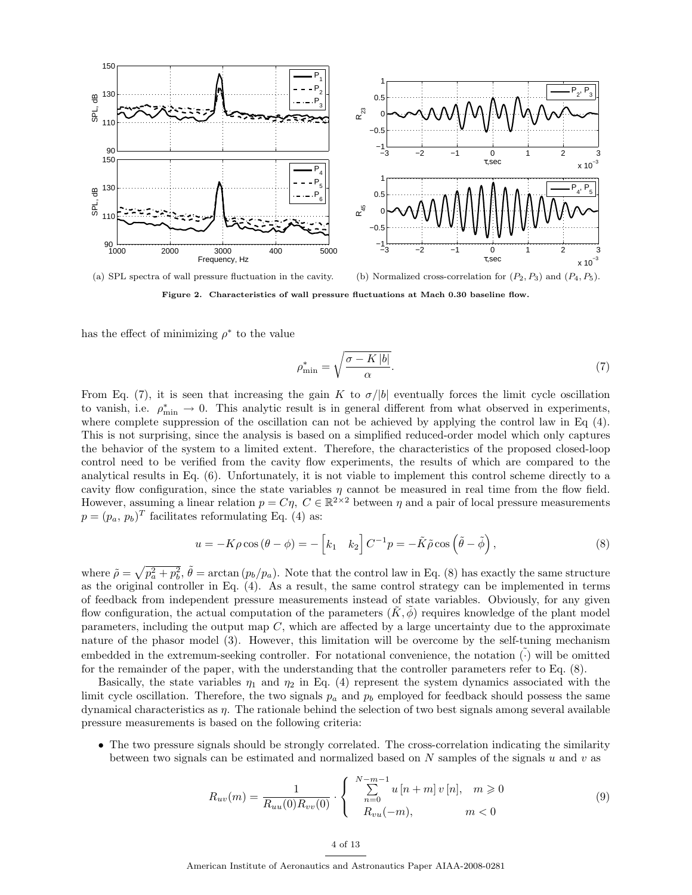(a) SPL spectra of wall pressure fluctuation in the cavity.

(b) Normalized cross-correlation for $(P_2, P_3)$ and $(P_4, P_5)$.

**Figure 2. Characteristics of wall pressure fluctuations at Mach 0.30 baseline flow.**

has the effect of minimizing $\rho^*$ to the value

$$\rho^*_{\min} = \sqrt{\frac{\sigma - K\,|b|}{\alpha}}. \tag{7}$$

From Eq. (7), it is seen that increasing the gain $K$ to $\sigma/|b|$ eventually forces the limit cycle oscillation to vanish, i.e. $\rho^*_{\min} \to 0$. This analytic result is in general different from what observed in experiments, where complete suppression of the oscillation can not be achieved by applying the control law in Eq (4). This is not surprising, since the analysis is based on a simplified reduced-order model which only captures the behavior of the system to a limited extent. Therefore, the characteristics of the proposed closed-loop control need to be verified from the cavity flow experiments, the results of which are compared to the analytical results in Eq. (6). Unfortunately, it is not viable to implement this control scheme directly to a cavity flow configuration, since the state variables $\eta$ cannot be measured in real time from the flow field. However, assuming a linear relation $p = C\eta$, $C \in \mathbb{R}^{2\times 2}$ between $\eta$ and a pair of local pressure measurements $p = (p_a,\, p_b)^T$ facilitates reformulating Eq. (4) as:

$$u = -K\rho\cos\left(\theta - \phi\right) = -\begin{bmatrix} k_1 & k_2 \end{bmatrix} C^{-1} p = -\tilde{K}\tilde{\rho}\cos\left(\tilde{\theta} - \tilde{\phi}\right), \tag{8}$$

where $\tilde{\rho} = \sqrt{p_a^2 + p_b^2}$, $\tilde{\theta} = \arctan\left(p_b/p_a\right)$. Note that the control law in Eq. (8) has exactly the same structure as the original controller in Eq. (4). As a result, the same control strategy can be implemented in terms of feedback from independent pressure measurements instead of state variables. Obviously, for any given flow configuration, the actual computation of the parameters $(\tilde{K}, \tilde{\phi})$ requires knowledge of the plant model parameters, including the output map $C$, which are affected by a large uncertainty due to the approximate nature of the phasor model (3). However, this limitation will be overcome by the self-tuning mechanism embedded in the extremum-seeking controller. For notational convenience, the notation $\tilde{(\cdot)}$ will be omitted for the remainder of the paper, with the understanding that the controller parameters refer to Eq. (8).

Basically, the state variables $\eta_1$ and $\eta_2$ in Eq. (4) represent the system dynamics associated with the limit cycle oscillation. Therefore, the two signals $p_a$ and $p_b$ employed for feedback should possess the same dynamical characteristics as $\eta$. The rationale behind the selection of two best signals among several available pressure measurements is based on the following criteria:

- The two pressure signals should be strongly correlated. The cross-correlation indicating the similarity between two signals can be estimated and normalized based on $N$ samples of the signals $u$ and $v$ as

$$R_{uv}(m) = \frac{1}{R_{uu}(0)R_{vv}(0)} \cdot \begin{cases} \sum\limits_{n=0}^{N-m-1} u\left[n+m\right] v\left[n\right], & m \geqslant 0 \\ R_{vu}(-m), & m < 0 \end{cases} \tag{9}$$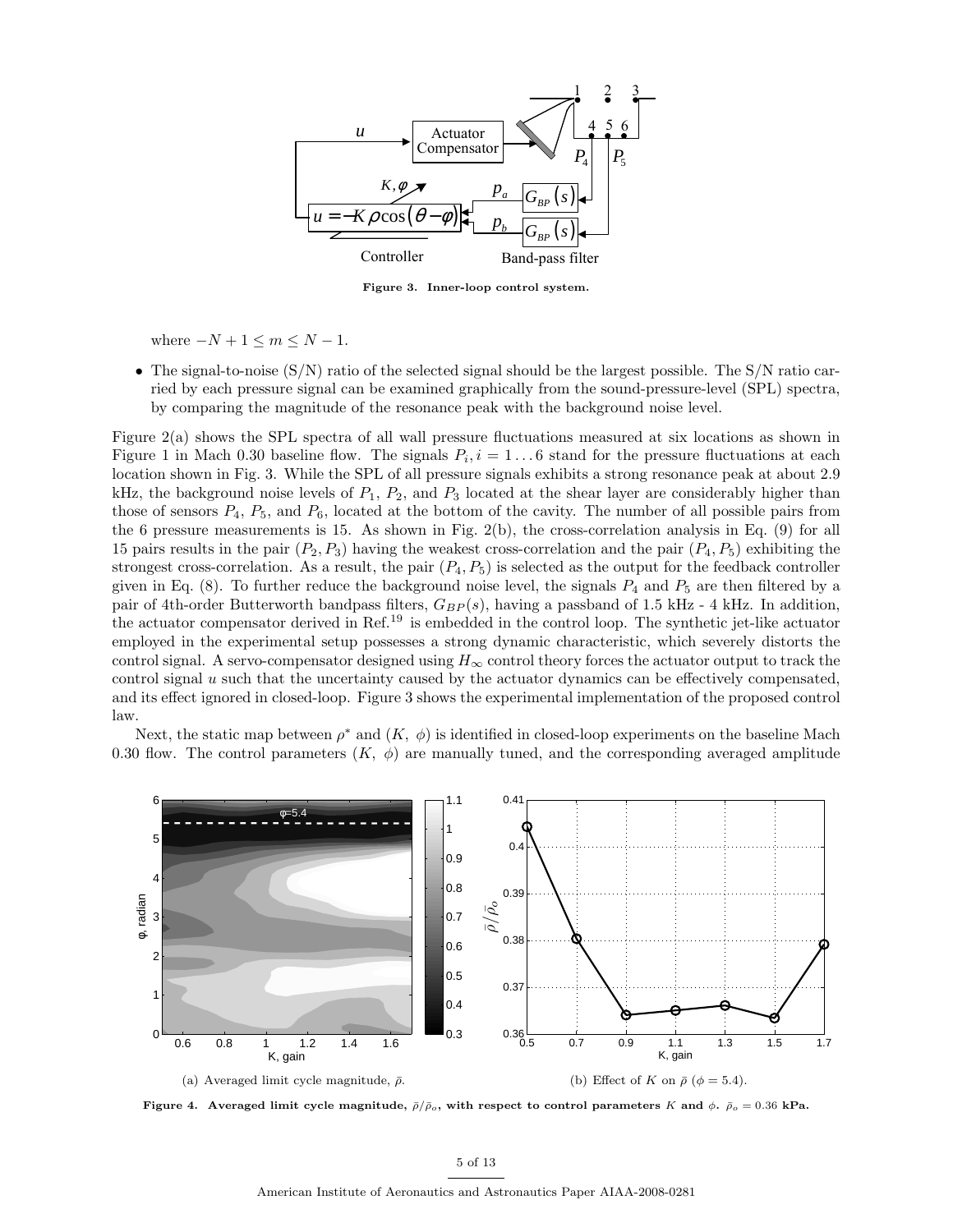Figure 3. Inner-loop control system.

where $-N+1 \leq m \leq N-1$.

- The signal-to-noise (S/N) ratio of the selected signal should be the largest possible. The S/N ratio carried by each pressure signal can be examined graphically from the sound-pressure-level (SPL) spectra, by comparing the magnitude of the resonance peak with the background noise level.

Figure 2(a) shows the SPL spectra of all wall pressure fluctuations measured at six locations as shown in Figure 1 in Mach 0.30 baseline flow. The signals $P_i, i = 1 \ldots 6$ stand for the pressure fluctuations at each location shown in Fig. 3. While the SPL of all pressure signals exhibits a strong resonance peak at about 2.9 kHz, the background noise levels of $P_1$, $P_2$, and $P_3$ located at the shear layer are considerably higher than those of sensors $P_4$, $P_5$, and $P_6$, located at the bottom of the cavity. The number of all possible pairs from the 6 pressure measurements is 15. As shown in Fig. 2(b), the cross-correlation analysis in Eq. (9) for all 15 pairs results in the pair $(P_2, P_3)$ having the weakest cross-correlation and the pair $(P_4, P_5)$ exhibiting the strongest cross-correlation. As a result, the pair $(P_4, P_5)$ is selected as the output for the feedback controller given in Eq. (8). To further reduce the background noise level, the signals $P_4$ and $P_5$ are then filtered by a pair of 4th-order Butterworth bandpass filters, $G_{BP}(s)$, having a passband of 1.5 kHz - 4 kHz. In addition, the actuator compensator derived in Ref.[19] is embedded in the control loop. The synthetic jet-like actuator employed in the experimental setup possesses a strong dynamic characteristic, which severely distorts the control signal. A servo-compensator designed using $H_\infty$ control theory forces the actuator output to track the control signal $u$ such that the uncertainty caused by the actuator dynamics can be effectively compensated, and its effect ignored in closed-loop. Figure 3 shows the experimental implementation of the proposed control law.

Next, the static map between $\rho^*$ and $(K,\ \phi)$ is identified in closed-loop experiments on the baseline Mach 0.30 flow. The control parameters $(K,\ \phi)$ are manually tuned, and the corresponding averaged amplitude

(a) Averaged limit cycle magnitude, $\bar{\rho}$.

(b) Effect of $K$ on $\bar{\rho}$ ($\phi = 5.4$).

**Figure 4. Averaged limit cycle magnitude, $\bar{\rho}/\bar{\rho}_o$, with respect to control parameters $K$ and $\phi$. $\bar{\rho}_o = 0.36$ kPa.**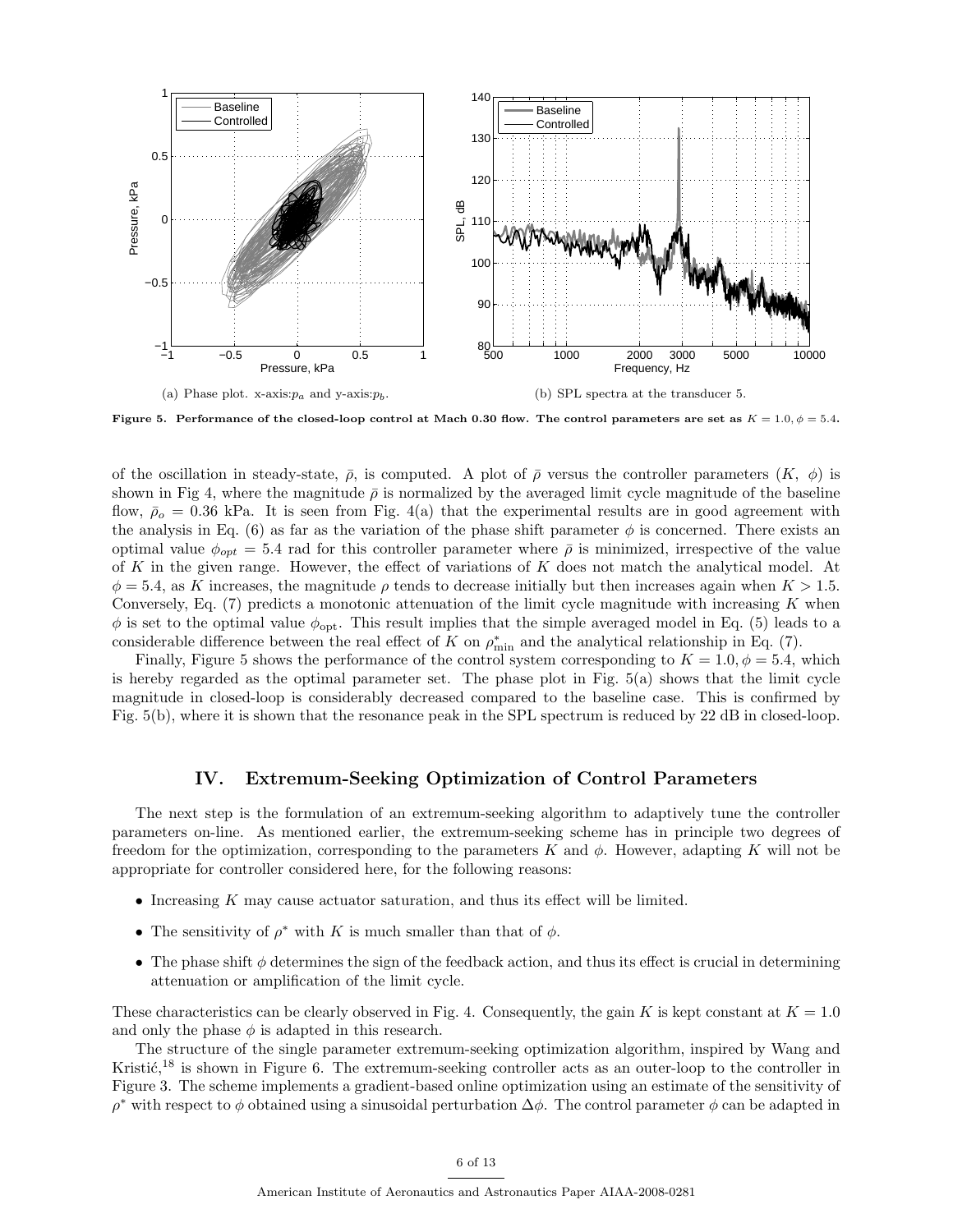(a) Phase plot. x-axis:$p_a$ and y-axis:$p_b$.

(b) SPL spectra at the transducer 5.

**Figure 5. Performance of the closed-loop control at Mach 0.30 flow. The control parameters are set as $K = 1.0, \phi = 5.4$.**

of the oscillation in steady-state, $\bar{\rho}$, is computed. A plot of $\bar{\rho}$ versus the controller parameters ($K$, $\phi$) is shown in Fig 4, where the magnitude $\bar{\rho}$ is normalized by the averaged limit cycle magnitude of the baseline flow, $\bar{\rho}_o = 0.36$ kPa. It is seen from Fig. 4(a) that the experimental results are in good agreement with the analysis in Eq. (6) as far as the variation of the phase shift parameter $\phi$ is concerned. There exists an optimal value $\phi_{opt} = 5.4$ rad for this controller parameter where $\bar{\rho}$ is minimized, irrespective of the value of $K$ in the given range. However, the effect of variations of $K$ does not match the analytical model. At $\phi = 5.4$, as $K$ increases, the magnitude $\rho$ tends to decrease initially but then increases again when $K > 1.5$. Conversely, Eq. (7) predicts a monotonic attenuation of the limit cycle magnitude with increasing $K$ when $\phi$ is set to the optimal value $\phi_{\text{opt}}$. This result implies that the simple averaged model in Eq. (5) leads to a considerable difference between the real effect of $K$ on $\rho^*_{\min}$ and the analytical relationship in Eq. (7).

Finally, Figure 5 shows the performance of the control system corresponding to $K = 1.0, \phi = 5.4$, which is hereby regarded as the optimal parameter set. The phase plot in Fig. 5(a) shows that the limit cycle magnitude in closed-loop is considerably decreased compared to the baseline case. This is confirmed by Fig. 5(b), where it is shown that the resonance peak in the SPL spectrum is reduced by 22 dB in closed-loop.

## IV. Extremum-Seeking Optimization of Control Parameters

The next step is the formulation of an extremum-seeking algorithm to adaptively tune the controller parameters on-line. As mentioned earlier, the extremum-seeking scheme has in principle two degrees of freedom for the optimization, corresponding to the parameters $K$ and $\phi$. However, adapting $K$ will not be appropriate for controller considered here, for the following reasons:

- Increasing $K$ may cause actuator saturation, and thus its effect will be limited.
- The sensitivity of $\rho^*$ with $K$ is much smaller than that of $\phi$.
- The phase shift $\phi$ determines the sign of the feedback action, and thus its effect is crucial in determining attenuation or amplification of the limit cycle.

These characteristics can be clearly observed in Fig. 4. Consequently, the gain $K$ is kept constant at $K = 1.0$ and only the phase $\phi$ is adapted in this research.

The structure of the single parameter extremum-seeking optimization algorithm, inspired by Wang and Kristić,[18] is shown in Figure 6. The extremum-seeking controller acts as an outer-loop to the controller in Figure 3. The scheme implements a gradient-based online optimization using an estimate of the sensitivity of $\rho^*$ with respect to $\phi$ obtained using a sinusoidal perturbation $\Delta\phi$. The control parameter $\phi$ can be adapted in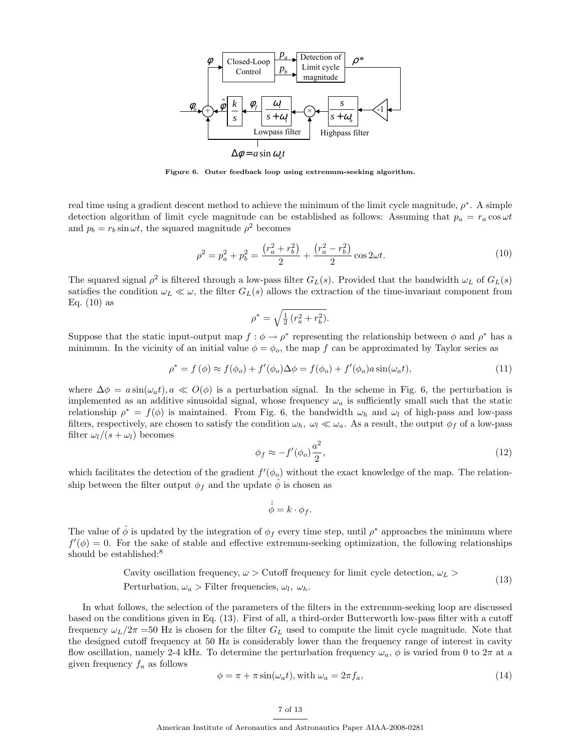Figure 6. Outer feedback loop using extremum-seeking algorithm.

real time using a gradient descent method to achieve the minimum of the limit cycle magnitude, $\rho^*$. A simple detection algorithm of limit cycle magnitude can be established as follows: Assuming that $p_a = r_a \cos \omega t$ and $p_b = r_b \sin \omega t$, the squared magnitude $\rho^2$ becomes

$$\rho^2 = p_a^2 + p_b^2 = \frac{\left(r_a^2 + r_b^2\right)}{2} + \frac{\left(r_a^2 - r_b^2\right)}{2} \cos 2\omega t. \tag{10}$$

The squared signal $\rho^2$ is filtered through a low-pass filter $G_L(s)$. Provided that the bandwidth $\omega_L$ of $G_L(s)$ satisfies the condition $\omega_L \ll \omega$, the filter $G_L(s)$ allows the extraction of the time-invariant component from Eq. (10) as

$$\rho^* = \sqrt{\tfrac{1}{2}\left(r_a^2 + r_b^2\right)}.$$

Suppose that the static input-output map $f : \phi \to \rho^*$ representing the relationship between $\phi$ and $\rho^*$ has a minimum. In the vicinity of an initial value $\phi = \phi_o$, the map $f$ can be approximated by Taylor series as

$$\rho^* = f(\phi) \approx f(\phi_o) + f'(\phi_o)\Delta\phi = f(\phi_o) + f'(\phi_o) a \sin(\omega_a t), \tag{11}$$

where $\Delta\phi = a \sin(\omega_a t), a \ll O(\phi)$ is a perturbation signal. In the scheme in Fig. 6, the perturbation is implemented as an additive sinusoidal signal, whose frequency $\omega_a$ is sufficiently small such that the static relationship $\rho^* = f(\phi)$ is maintained. From Fig. 6, the bandwidth $\omega_h$ and $\omega_l$ of high-pass and low-pass filters, respectively, are chosen to satisfy the condition $\omega_h,\ \omega_l \ll \omega_a$. As a result, the output $\phi_f$ of a low-pass filter $\omega_l/(s + \omega_l)$ becomes

$$\phi_f \approx -f'(\phi_o)\frac{a^2}{2}, \tag{12}$$

which facilitates the detection of the gradient $f'(\phi_o)$ without the exact knowledge of the map. The relationship between the filter output $\phi_f$ and the update $\hat{\phi}$ is chosen as

$$\dot{\hat{\phi}} = k \cdot \phi_f.$$

The value of $\hat{\phi}$ is updated by the integration of $\phi_f$ every time step, until $\rho^*$ approaches the minimum where $f'(\phi) = 0$. For the sake of stable and effective extremum-seeking optimization, the following relationships should be established:[8]

$$\begin{aligned}&\text{Cavity oscillation frequency, } \omega > \text{Cutoff frequency for limit cycle detection, } \omega_L > \\ &\text{Perturbation, } \omega_a > \text{Filter frequencies, } \omega_l,\ \omega_h.\end{aligned} \tag{13}$$

In what follows, the selection of the parameters of the filters in the extremum-seeking loop are discussed based on the conditions given in Eq. (13). First of all, a third-order Butterworth low-pass filter with a cutoff frequency $\omega_L/2\pi$ =50 Hz is chosen for the filter $G_L$ used to compute the limit cycle magnitude. Note that the designed cutoff frequency at 50 Hz is considerably lower than the frequency range of interest in cavity flow oscillation, namely 2-4 kHz. To determine the perturbation frequency $\omega_a$, $\phi$ is varied from 0 to $2\pi$ at a given frequency $f_a$ as follows

$$\phi = \pi + \pi \sin(\omega_a t), \text{with } \omega_a = 2\pi f_a, \tag{14}$$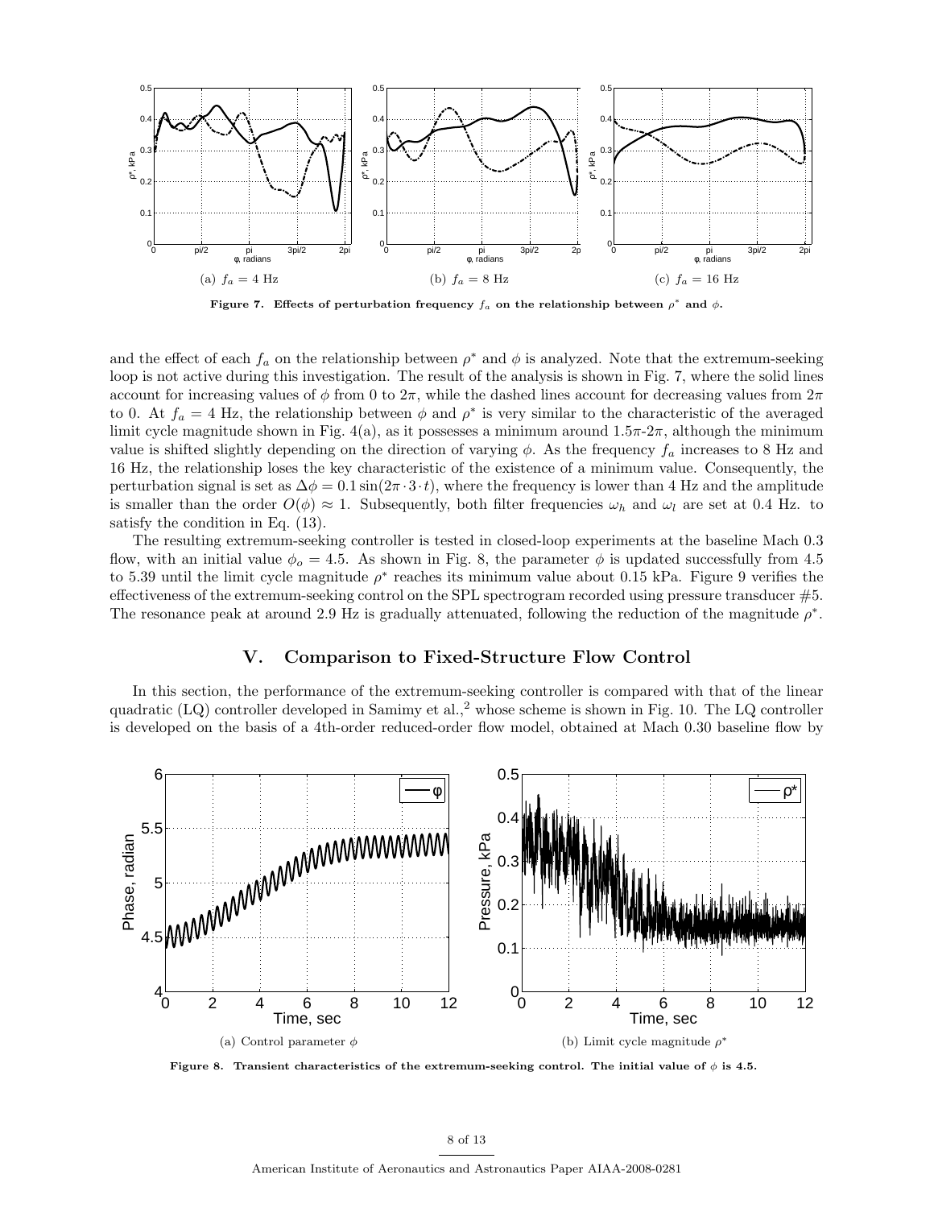(a) $f_a = 4$ Hz

(b) $f_a = 8$ Hz

(c) $f_a = 16$ Hz

**Figure 7. Effects of perturbation frequency $f_a$ on the relationship between $\rho^*$ and $\phi$.**

and the effect of each $f_a$ on the relationship between $\rho^*$ and $\phi$ is analyzed. Note that the extremum-seeking loop is not active during this investigation. The result of the analysis is shown in Fig. 7, where the solid lines account for increasing values of $\phi$ from 0 to $2\pi$, while the dashed lines account for decreasing values from $2\pi$ to 0. At $f_a = 4$ Hz, the relationship between $\phi$ and $\rho^*$ is very similar to the characteristic of the averaged limit cycle magnitude shown in Fig. 4(a), as it possesses a minimum around $1.5\pi$-$2\pi$, although the minimum value is shifted slightly depending on the direction of varying $\phi$. As the frequency $f_a$ increases to 8 Hz and 16 Hz, the relationship loses the key characteristic of the existence of a minimum value. Consequently, the perturbation signal is set as $\Delta\phi = 0.1\sin(2\pi \cdot 3 \cdot t)$, where the frequency is lower than 4 Hz and the amplitude is smaller than the order $O(\phi) \approx 1$. Subsequently, both filter frequencies $\omega_h$ and $\omega_l$ are set at 0.4 Hz. to satisfy the condition in Eq. (13).

The resulting extremum-seeking controller is tested in closed-loop experiments at the baseline Mach 0.3 flow, with an initial value $\phi_o = 4.5$. As shown in Fig. 8, the parameter $\phi$ is updated successfully from 4.5 to 5.39 until the limit cycle magnitude $\rho^*$ reaches its minimum value about 0.15 kPa. Figure 9 verifies the effectiveness of the extremum-seeking control on the SPL spectrogram recorded using pressure transducer #5. The resonance peak at around 2.9 Hz is gradually attenuated, following the reduction of the magnitude $\rho^*$.

## V. Comparison to Fixed-Structure Flow Control

In this section, the performance of the extremum-seeking controller is compared with that of the linear quadratic (LQ) controller developed in Samimy et al.,[2] whose scheme is shown in Fig. 10. The LQ controller is developed on the basis of a 4th-order reduced-order flow model, obtained at Mach 0.30 baseline flow by

(a) Control parameter $\phi$

(b) Limit cycle magnitude $\rho^*$

**Figure 8. Transient characteristics of the extremum-seeking control. The initial value of $\phi$ is 4.5.**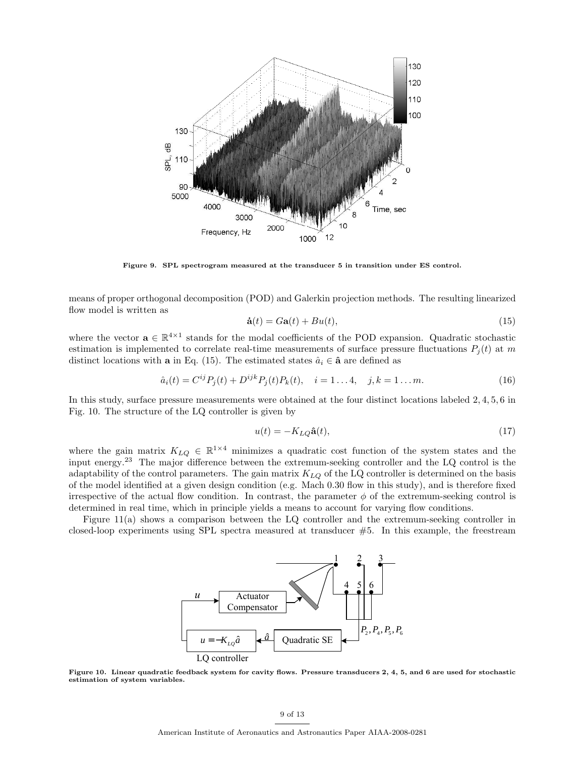Figure 9. SPL spectrogram measured at the transducer 5 in transition under ES control.

means of proper orthogonal decomposition (POD) and Galerkin projection methods. The resulting linearized flow model is written as

$$\dot{\mathbf{a}}(t) = G\mathbf{a}(t) + Bu(t), \tag{15}$$

where the vector $\mathbf{a} \in \mathbb{R}^{4\times1}$ stands for the modal coefficients of the POD expansion. Quadratic stochastic estimation is implemented to correlate real-time measurements of surface pressure fluctuations $P_j(t)$ at $m$ distinct locations with $\mathbf{a}$ in Eq. (15). The estimated states $\hat{a}_i \in \hat{\mathbf{a}}$ are defined as

$$\hat{a}_i(t) = C^{ij}P_j(t) + D^{ijk}P_j(t)P_k(t), \quad i = 1\ldots4, \quad j,k = 1\ldots m. \tag{16}$$

In this study, surface pressure measurements were obtained at the four distinct locations labeled 2, 4, 5, 6 in Fig. 10. The structure of the LQ controller is given by

$$u(t) = -K_{LQ}\hat{\mathbf{a}}(t), \tag{17}$$

where the gain matrix $K_{LQ} \in \mathbb{R}^{1\times4}$ minimizes a quadratic cost function of the system states and the input energy.[23] The major difference between the extremum-seeking controller and the LQ control is the adaptability of the control parameters. The gain matrix $K_{LQ}$ of the LQ controller is determined on the basis of the model identified at a given design condition (e.g. Mach 0.30 flow in this study), and is therefore fixed irrespective of the actual flow condition. In contrast, the parameter $\phi$ of the extremum-seeking control is determined in real time, which in principle yields a means to account for varying flow conditions.

Figure 11(a) shows a comparison between the LQ controller and the extremum-seeking controller in closed-loop experiments using SPL spectra measured at transducer #5. In this example, the freestream

Figure 10. Linear quadratic feedback system for cavity flows. Pressure transducers 2, 4, 5, and 6 are used for stochastic estimation of system variables.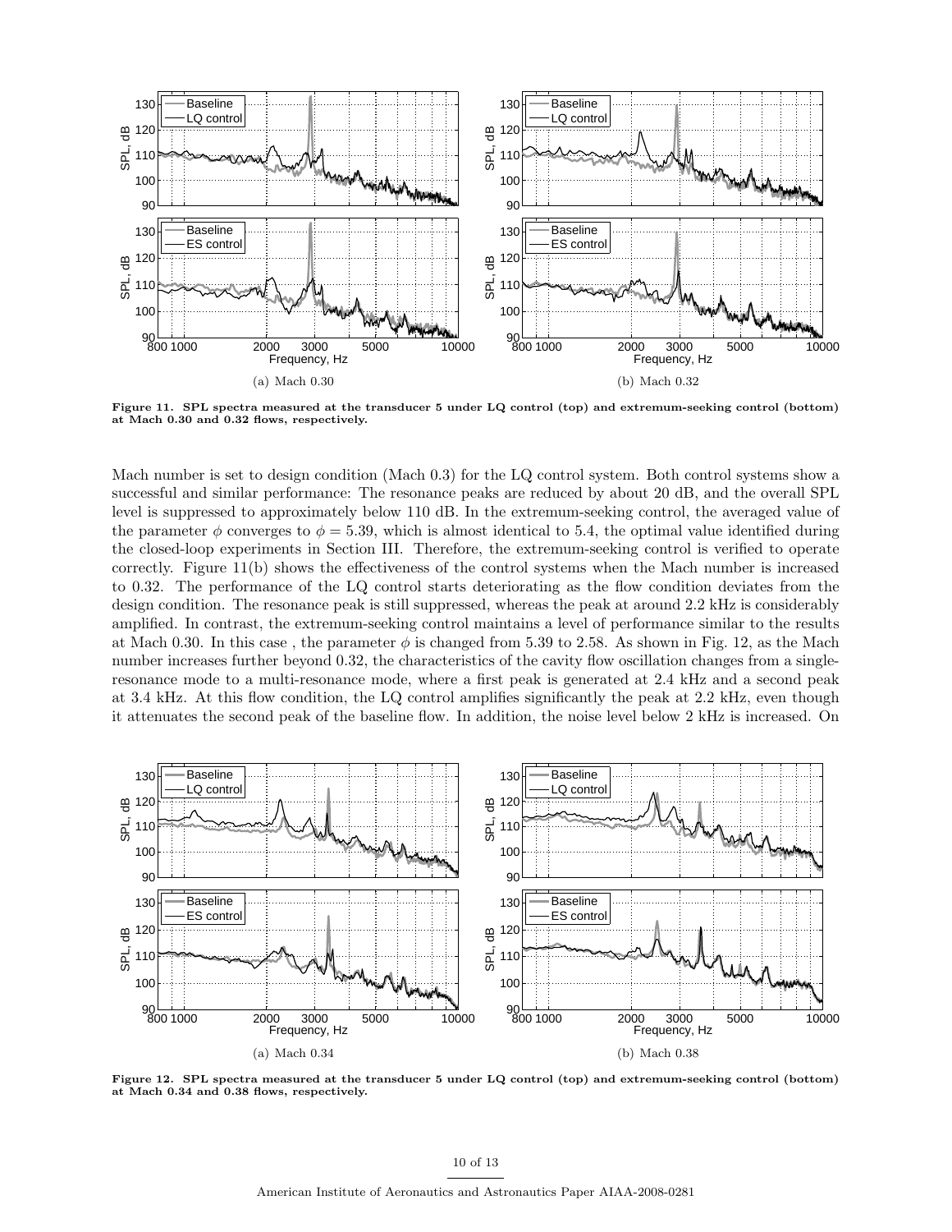Figure 11. SPL spectra measured at the transducer 5 under LQ control (top) and extremum-seeking control (bottom) at Mach 0.30 and 0.32 flows, respectively.

(a) Mach 0.30

(b) Mach 0.32

Mach number is set to design condition (Mach 0.3) for the LQ control system. Both control systems show a successful and similar performance: The resonance peaks are reduced by about 20 dB, and the overall SPL level is suppressed to approximately below 110 dB. In the extremum-seeking control, the averaged value of the parameter $\phi$ converges to $\phi = 5.39$, which is almost identical to 5.4, the optimal value identified during the closed-loop experiments in Section III. Therefore, the extremum-seeking control is verified to operate correctly. Figure 11(b) shows the effectiveness of the control systems when the Mach number is increased to 0.32. The performance of the LQ control starts deteriorating as the flow condition deviates from the design condition. The resonance peak is still suppressed, whereas the peak at around 2.2 kHz is considerably amplified. In contrast, the extremum-seeking control maintains a level of performance similar to the results at Mach 0.30. In this case , the parameter $\phi$ is changed from 5.39 to 2.58. As shown in Fig. 12, as the Mach number increases further beyond 0.32, the characteristics of the cavity flow oscillation changes from a single-resonance mode to a multi-resonance mode, where a first peak is generated at 2.4 kHz and a second peak at 3.4 kHz. At this flow condition, the LQ control amplifies significantly the peak at 2.2 kHz, even though it attenuates the second peak of the baseline flow. In addition, the noise level below 2 kHz is increased. On

(a) Mach 0.34

(b) Mach 0.38

Figure 12. SPL spectra measured at the transducer 5 under LQ control (top) and extremum-seeking control (bottom) at Mach 0.34 and 0.38 flows, respectively.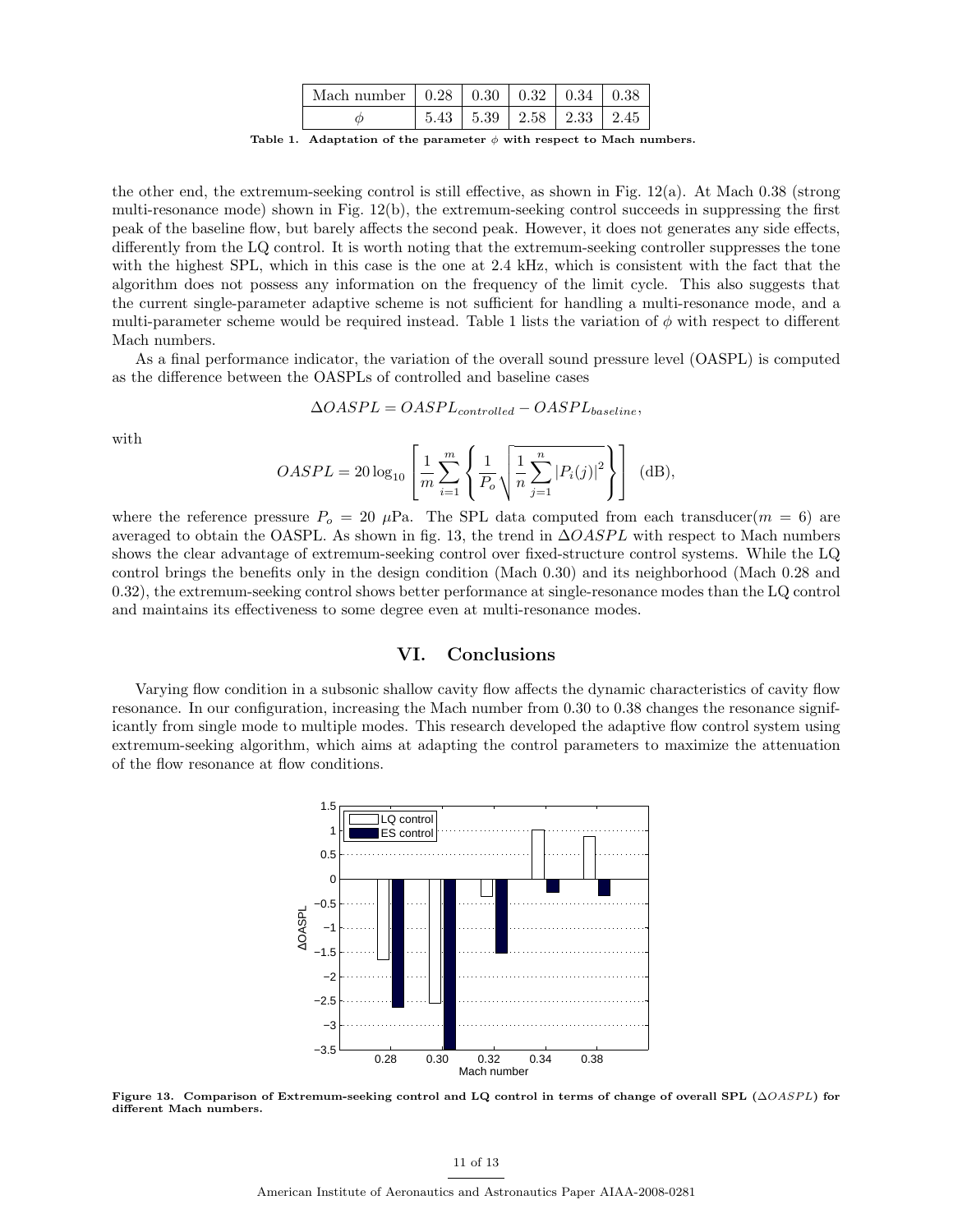| Mach number | 0.28 | 0.30 | 0.32 | 0.34 | 0.38 |
|---|---|---|---|---|---|
| $\phi$ | 5.43 | 5.39 | 2.58 | 2.33 | 2.45 |

**Table 1. Adaptation of the parameter $\phi$ with respect to Mach numbers.**

the other end, the extremum-seeking control is still effective, as shown in Fig. 12(a). At Mach 0.38 (strong multi-resonance mode) shown in Fig. 12(b), the extremum-seeking control succeeds in suppressing the first peak of the baseline flow, but barely affects the second peak. However, it does not generates any side effects, differently from the LQ control. It is worth noting that the extremum-seeking controller suppresses the tone with the highest SPL, which in this case is the one at 2.4 kHz, which is consistent with the fact that the algorithm does not possess any information on the frequency of the limit cycle. This also suggests that the current single-parameter adaptive scheme is not sufficient for handling a multi-resonance mode, and a multi-parameter scheme would be required instead. Table 1 lists the variation of $\phi$ with respect to different Mach numbers.

As a final performance indicator, the variation of the overall sound pressure level (OASPL) is computed as the difference between the OASPLs of controlled and baseline cases

$$\Delta OASPL = OASPL_{controlled} - OASPL_{baseline},$$

with

$$OASPL = 20\log_{10}\left[\frac{1}{m}\sum_{i=1}^{m}\left\{\frac{1}{P_o}\sqrt{\frac{1}{n}\sum_{j=1}^{n}|P_i(j)|^2}\right\}\right] \text{ (dB)},$$

where the reference pressure $P_o = 20\ \mu$Pa. The SPL data computed from each transducer($m = 6$) are averaged to obtain the OASPL. As shown in fig. 13, the trend in $\Delta OASPL$ with respect to Mach numbers shows the clear advantage of extremum-seeking control over fixed-structure control systems. While the LQ control brings the benefits only in the design condition (Mach 0.30) and its neighborhood (Mach 0.28 and 0.32), the extremum-seeking control shows better performance at single-resonance modes than the LQ control and maintains its effectiveness to some degree even at multi-resonance modes.

## VI. Conclusions

Varying flow condition in a subsonic shallow cavity flow affects the dynamic characteristics of cavity flow resonance. In our configuration, increasing the Mach number from 0.30 to 0.38 changes the resonance significantly from single mode to multiple modes. This research developed the adaptive flow control system using extremum-seeking algorithm, which aims at adapting the control parameters to maximize the attenuation of the flow resonance at flow conditions.

**Figure 13. Comparison of Extremum-seeking control and LQ control in terms of change of overall SPL ($\Delta OASPL$) for different Mach numbers.**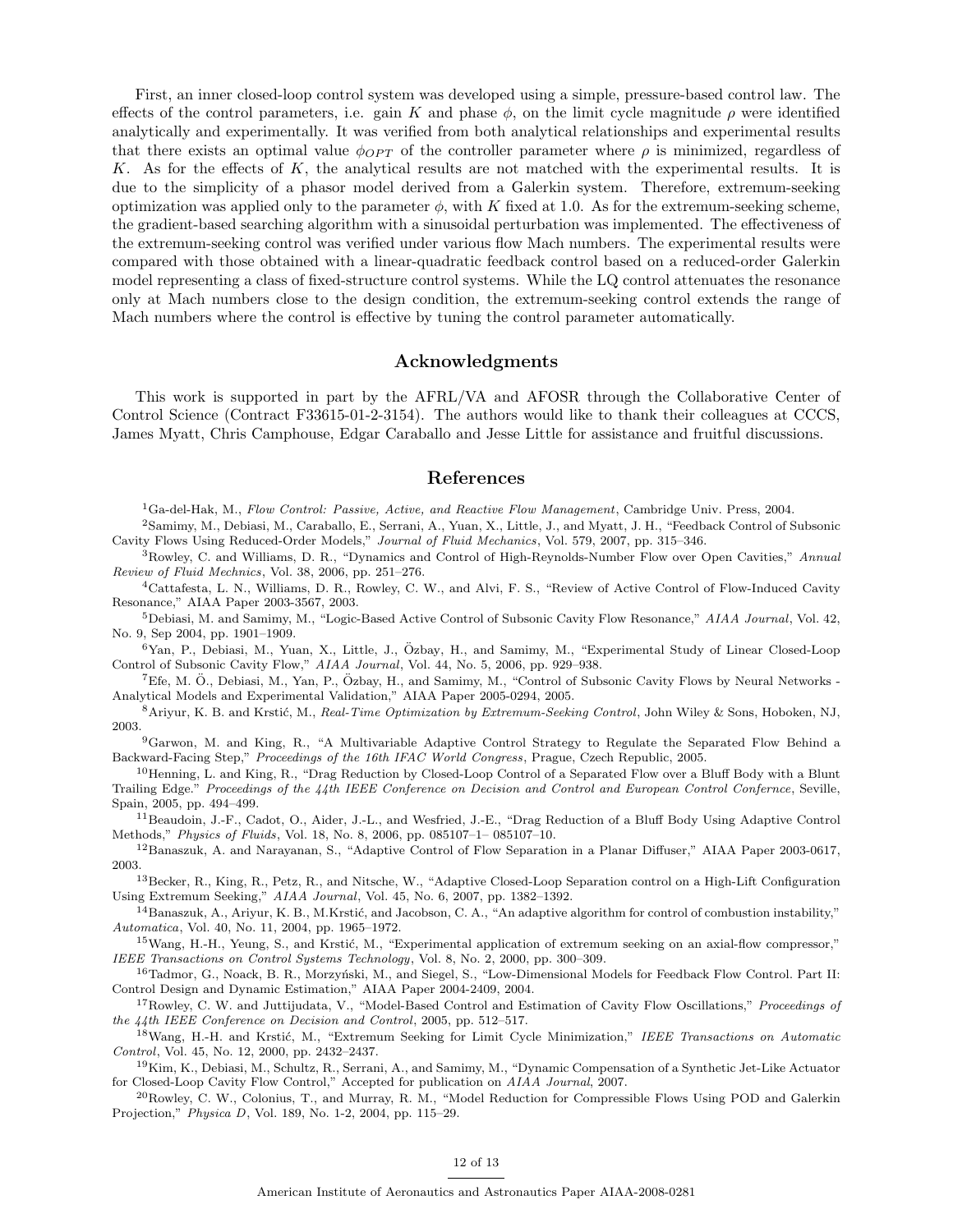First, an inner closed-loop control system was developed using a simple, pressure-based control law. The effects of the control parameters, i.e. gain $K$ and phase $\phi$, on the limit cycle magnitude $\rho$ were identified analytically and experimentally. It was verified from both analytical relationships and experimental results that there exists an optimal value $\phi_{OPT}$ of the controller parameter where $\rho$ is minimized, regardless of $K$. As for the effects of $K$, the analytical results are not matched with the experimental results. It is due to the simplicity of a phasor model derived from a Galerkin system. Therefore, extremum-seeking optimization was applied only to the parameter $\phi$, with $K$ fixed at 1.0. As for the extremum-seeking scheme, the gradient-based searching algorithm with a sinusoidal perturbation was implemented. The effectiveness of the extremum-seeking control was verified under various flow Mach numbers. The experimental results were compared with those obtained with a linear-quadratic feedback control based on a reduced-order Galerkin model representing a class of fixed-structure control systems. While the LQ control attenuates the resonance only at Mach numbers close to the design condition, the extremum-seeking control extends the range of Mach numbers where the control is effective by tuning the control parameter automatically.

## Acknowledgments

This work is supported in part by the AFRL/VA and AFOSR through the Collaborative Center of Control Science (Contract F33615-01-2-3154). The authors would like to thank their colleagues at CCCS, James Myatt, Chris Camphouse, Edgar Caraballo and Jesse Little for assistance and fruitful discussions.

## References

[1] Ga-del-Hak, M., *Flow Control: Passive, Active, and Reactive Flow Management*, Cambridge Univ. Press, 2004.

[2] Samimy, M., Debiasi, M., Caraballo, E., Serrani, A., Yuan, X., Little, J., and Myatt, J. H., "Feedback Control of Subsonic Cavity Flows Using Reduced-Order Models," *Journal of Fluid Mechanics*, Vol. 579, 2007, pp. 315–346.

[3] Rowley, C. and Williams, D. R., "Dynamics and Control of High-Reynolds-Number Flow over Open Cavities," *Annual Review of Fluid Mechnics*, Vol. 38, 2006, pp. 251–276.

[4] Cattafesta, L. N., Williams, D. R., Rowley, C. W., and Alvi, F. S., "Review of Active Control of Flow-Induced Cavity Resonance," AIAA Paper 2003-3567, 2003.

[5] Debiasi, M. and Samimy, M., "Logic-Based Active Control of Subsonic Cavity Flow Resonance," *AIAA Journal*, Vol. 42, No. 9, Sep 2004, pp. 1901–1909.

[6] Yan, P., Debiasi, M., Yuan, X., Little, J., Özbay, H., and Samimy, M., "Experimental Study of Linear Closed-Loop Control of Subsonic Cavity Flow," *AIAA Journal*, Vol. 44, No. 5, 2006, pp. 929–938.

[7] Efe, M. Ö., Debiasi, M., Yan, P., Özbay, H., and Samimy, M., "Control of Subsonic Cavity Flows by Neural Networks - Analytical Models and Experimental Validation," AIAA Paper 2005-0294, 2005.

[8] Ariyur, K. B. and Krstić, M., *Real-Time Optimization by Extremum-Seeking Control*, John Wiley & Sons, Hoboken, NJ, 2003.

[9] Garwon, M. and King, R., "A Multivariable Adaptive Control Strategy to Regulate the Separated Flow Behind a Backward-Facing Step," *Proceedings of the 16th IFAC World Congress*, Prague, Czech Republic, 2005.

[10] Henning, L. and King, R., "Drag Reduction by Closed-Loop Control of a Separated Flow over a Bluff Body with a Blunt Trailing Edge." *Proceedings of the 44th IEEE Conference on Decision and Control and European Control Confernce*, Seville, Spain, 2005, pp. 494–499.

[11] Beaudoin, J.-F., Cadot, O., Aider, J.-L., and Wesfried, J.-E., "Drag Reduction of a Bluff Body Using Adaptive Control Methods," *Physics of Fluids*, Vol. 18, No. 8, 2006, pp. 085107–1– 085107–10.

[12] Banaszuk, A. and Narayanan, S., "Adaptive Control of Flow Separation in a Planar Diffuser," AIAA Paper 2003-0617, 2003.

[13] Becker, R., King, R., Petz, R., and Nitsche, W., "Adaptive Closed-Loop Separation control on a High-Lift Configuration Using Extremum Seeking," *AIAA Journal*, Vol. 45, No. 6, 2007, pp. 1382–1392.

[14] Banaszuk, A., Ariyur, K. B., M.Krstić, and Jacobson, C. A., "An adaptive algorithm for control of combustion instability," *Automatica*, Vol. 40, No. 11, 2004, pp. 1965–1972.

[15] Wang, H.-H., Yeung, S., and Krstić, M., "Experimental application of extremum seeking on an axial-flow compressor," *IEEE Transactions on Control Systems Technology*, Vol. 8, No. 2, 2000, pp. 300–309.

[16] Tadmor, G., Noack, B. R., Morzyński, M., and Siegel, S., "Low-Dimensional Models for Feedback Flow Control. Part II: Control Design and Dynamic Estimation," AIAA Paper 2004-2409, 2004.

[17] Rowley, C. W. and Juttijudata, V., "Model-Based Control and Estimation of Cavity Flow Oscillations," *Proceedings of the 44th IEEE Conference on Decision and Control*, 2005, pp. 512–517.

[18] Wang, H.-H. and Krstić, M., "Extremum Seeking for Limit Cycle Minimization," *IEEE Transactions on Automatic Control*, Vol. 45, No. 12, 2000, pp. 2432–2437.

[19] Kim, K., Debiasi, M., Schultz, R., Serrani, A., and Samimy, M., "Dynamic Compensation of a Synthetic Jet-Like Actuator for Closed-Loop Cavity Flow Control," Accepted for publication on *AIAA Journal*, 2007.

[20] Rowley, C. W., Colonius, T., and Murray, R. M., "Model Reduction for Compressible Flows Using POD and Galerkin Projection," *Physica D*, Vol. 189, No. 1-2, 2004, pp. 115–29.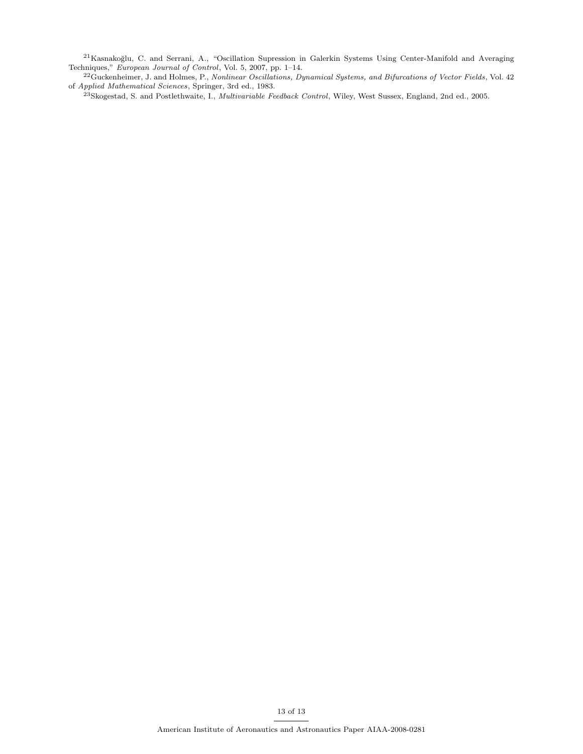[21]Kasnakoğlu, C. and Serrani, A., "Oscillation Supression in Galerkin Systems Using Center-Manifold and Averaging Techniques," *European Journal of Control*, Vol. 5, 2007, pp. 1–14.

[22]Guckenheimer, J. and Holmes, P., *Nonlinear Oscillations, Dynamical Systems, and Bifurcations of Vector Fields*, Vol. 42 of *Applied Mathematical Sciences*, Springer, 3rd ed., 1983.

[23]Skogestad, S. and Postlethwaite, I., *Multivariable Feedback Control*, Wiley, West Sussex, England, 2nd ed., 2005.